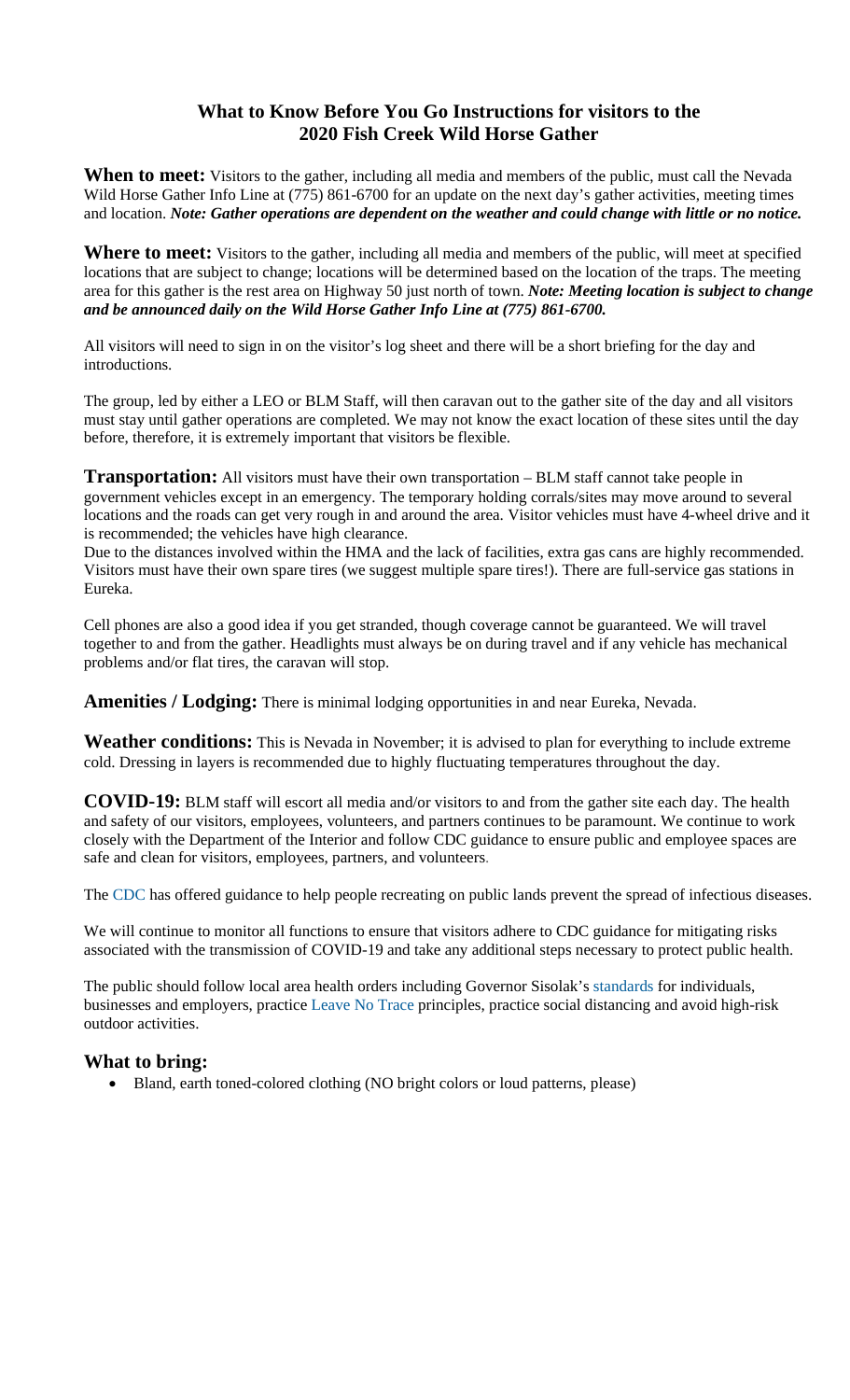# What to Know Before You Go Instructions for visitors to the 2020 Fish Creek Wild Horse Gather

**When to meet:** Visitors to the gather, including all media and members of the public, must call the Nevada Wild Horse Gather Info Line at (775) 861-6700 for an update on the next day's gather activities, meeting times and location. ***Note: Gather operations are dependent on the weather and could change with little or no notice.***

**Where to meet:** Visitors to the gather, including all media and members of the public, will meet at specified locations that are subject to change; locations will be determined based on the location of the traps. The meeting area for this gather is the rest area on Highway 50 just north of town. ***Note: Meeting location is subject to change and be announced daily on the Wild Horse Gather Info Line at (775) 861-6700.***

All visitors will need to sign in on the visitor's log sheet and there will be a short briefing for the day and introductions.

The group, led by either a LEO or BLM Staff, will then caravan out to the gather site of the day and all visitors must stay until gather operations are completed. We may not know the exact location of these sites until the day before, therefore, it is extremely important that visitors be flexible.

**Transportation:** All visitors must have their own transportation – BLM staff cannot take people in government vehicles except in an emergency. The temporary holding corrals/sites may move around to several locations and the roads can get very rough in and around the area. Visitor vehicles must have 4-wheel drive and it is recommended; the vehicles have high clearance.
Due to the distances involved within the HMA and the lack of facilities, extra gas cans are highly recommended. Visitors must have their own spare tires (we suggest multiple spare tires!). There are full-service gas stations in Eureka.

Cell phones are also a good idea if you get stranded, though coverage cannot be guaranteed. We will travel together to and from the gather. Headlights must always be on during travel and if any vehicle has mechanical problems and/or flat tires, the caravan will stop.

**Amenities / Lodging:** There is minimal lodging opportunities in and near Eureka, Nevada.

**Weather conditions:** This is Nevada in November; it is advised to plan for everything to include extreme cold. Dressing in layers is recommended due to highly fluctuating temperatures throughout the day.

**COVID-19:** BLM staff will escort all media and/or visitors to and from the gather site each day. The health and safety of our visitors, employees, volunteers, and partners continues to be paramount. We continue to work closely with the Department of the Interior and follow CDC guidance to ensure public and employee spaces are safe and clean for visitors, employees, partners, and volunteers.

The CDC has offered guidance to help people recreating on public lands prevent the spread of infectious diseases.

We will continue to monitor all functions to ensure that visitors adhere to CDC guidance for mitigating risks associated with the transmission of COVID-19 and take any additional steps necessary to protect public health.

The public should follow local area health orders including Governor Sisolak's standards for individuals, businesses and employers, practice Leave No Trace principles, practice social distancing and avoid high-risk outdoor activities.

## What to bring:

- Bland, earth toned-colored clothing (NO bright colors or loud patterns, please)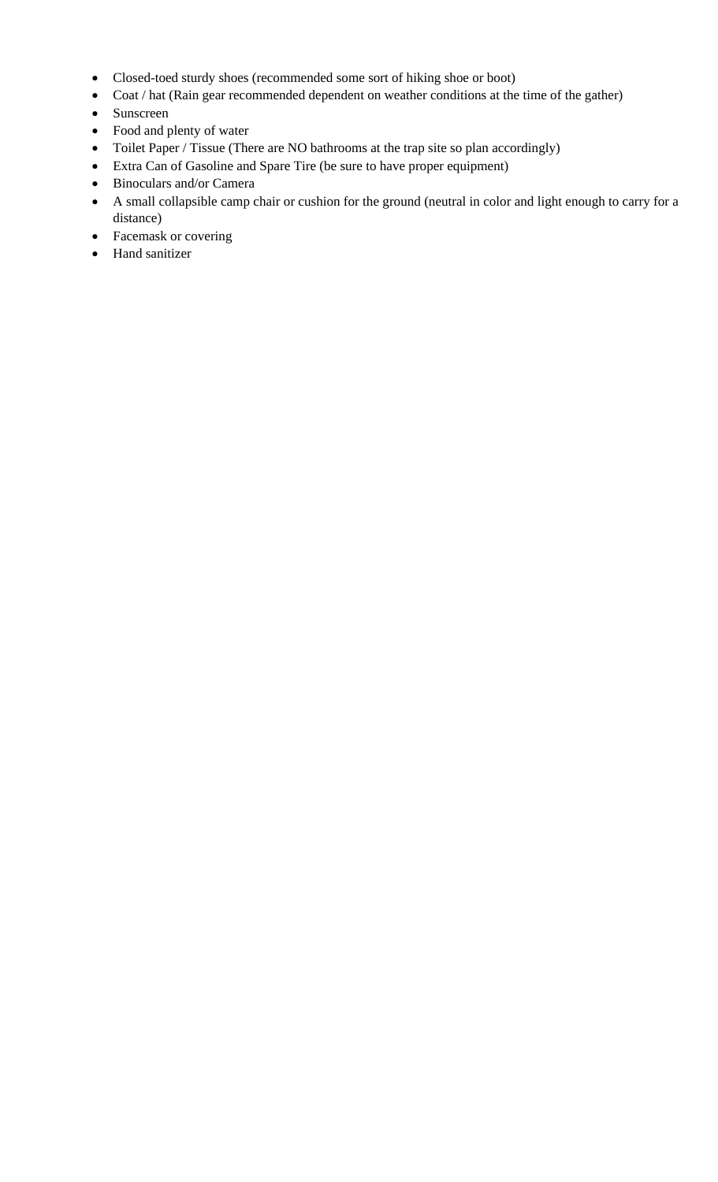- Closed-toed sturdy shoes (recommended some sort of hiking shoe or boot)
- Coat / hat (Rain gear recommended dependent on weather conditions at the time of the gather)
- Sunscreen
- Food and plenty of water
- Toilet Paper / Tissue (There are NO bathrooms at the trap site so plan accordingly)
- Extra Can of Gasoline and Spare Tire (be sure to have proper equipment)
- Binoculars and/or Camera
- A small collapsible camp chair or cushion for the ground (neutral in color and light enough to carry for a distance)
- Facemask or covering
- Hand sanitizer